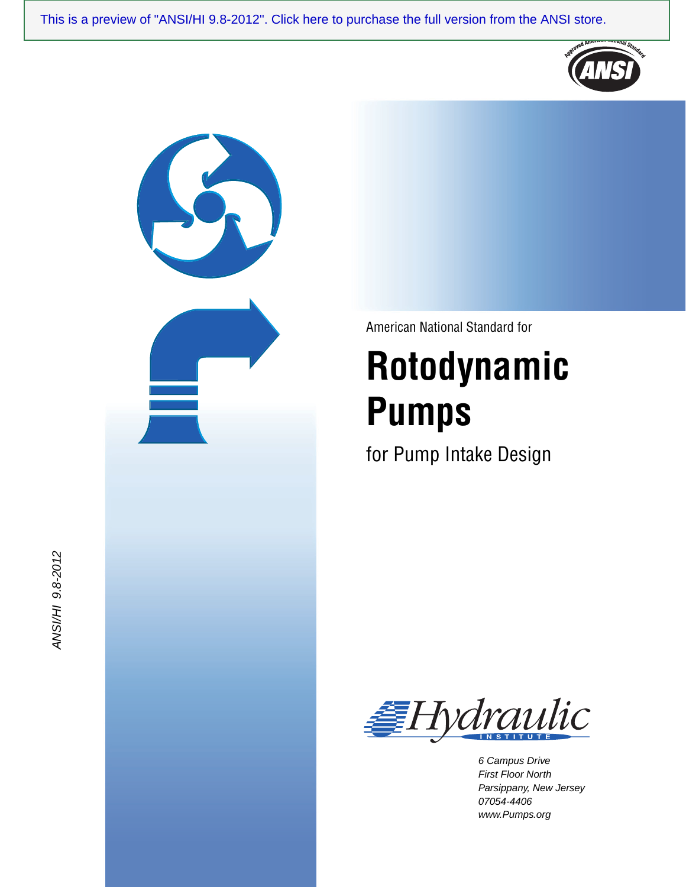This is a preview of "ANSI/HI 9.8-2012". Click here to purchase the full version from the ANSI store.

ANSI/HI 9.8-2012

American National Standard for

# Rotodynamic Pumps

## for Pump Intake Design

Hydraulic Institute

*6 Campus Drive*
*First Floor North*
*Parsippany, New Jersey*
*07054-4406*
*www.Pumps.org*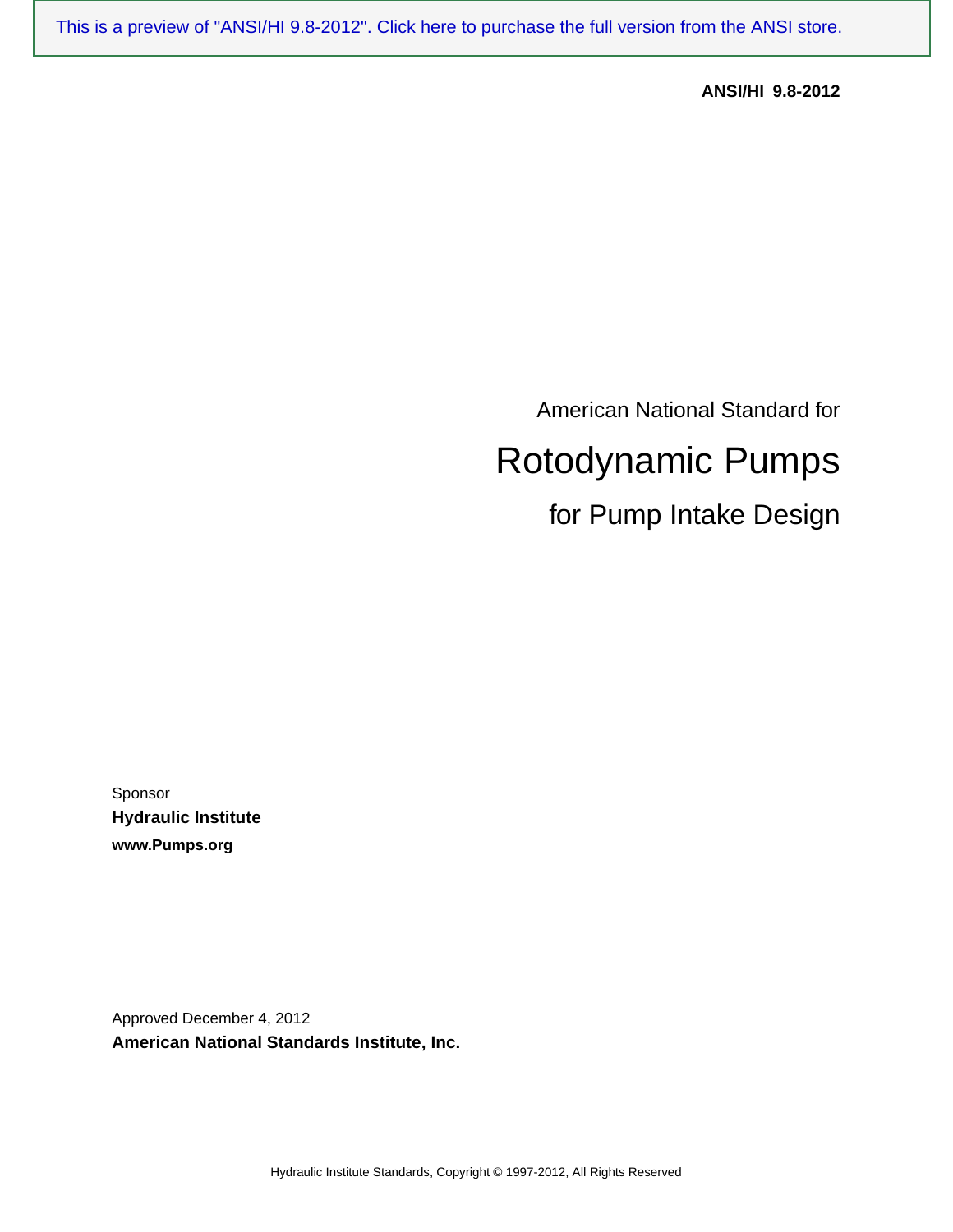This is a preview of "ANSI/HI 9.8-2012". Click here to purchase the full version from the ANSI store.

**ANSI/HI 9.8-2012**

American National Standard for

# Rotodynamic Pumps

## for Pump Intake Design

Sponsor

**Hydraulic Institute**

**www.Pumps.org**

Approved December 4, 2012

**American National Standards Institute, Inc.**

Hydraulic Institute Standards, Copyright © 1997-2012, All Rights Reserved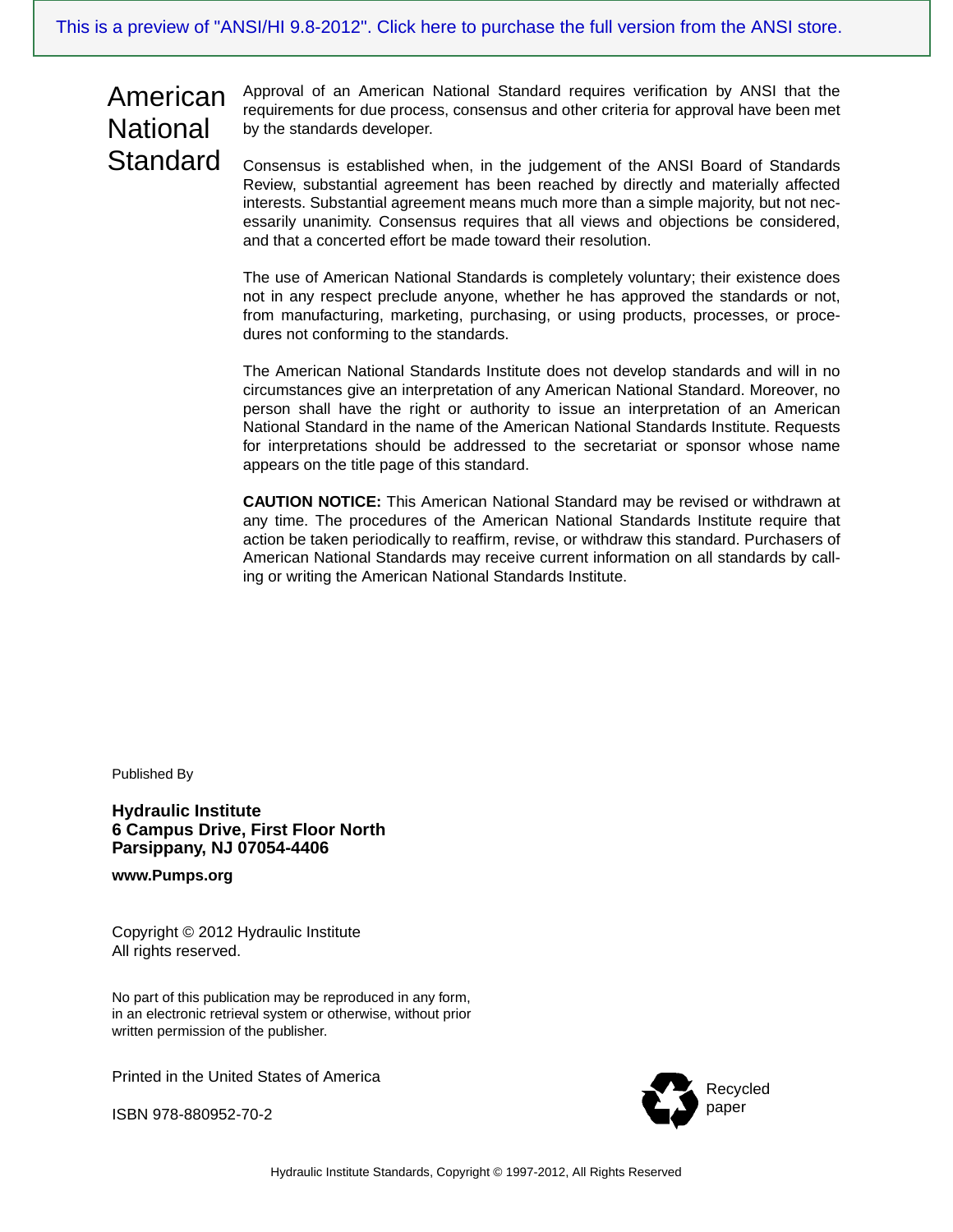# American National Standard

Approval of an American National Standard requires verification by ANSI that the requirements for due process, consensus and other criteria for approval have been met by the standards developer.

Consensus is established when, in the judgement of the ANSI Board of Standards Review, substantial agreement has been reached by directly and materially affected interests. Substantial agreement means much more than a simple majority, but not necessarily unanimity. Consensus requires that all views and objections be considered, and that a concerted effort be made toward their resolution.

The use of American National Standards is completely voluntary; their existence does not in any respect preclude anyone, whether he has approved the standards or not, from manufacturing, marketing, purchasing, or using products, processes, or procedures not conforming to the standards.

The American National Standards Institute does not develop standards and will in no circumstances give an interpretation of any American National Standard. Moreover, no person shall have the right or authority to issue an interpretation of an American National Standard in the name of the American National Standards Institute. Requests for interpretations should be addressed to the secretariat or sponsor whose name appears on the title page of this standard.

**CAUTION NOTICE:** This American National Standard may be revised or withdrawn at any time. The procedures of the American National Standards Institute require that action be taken periodically to reaffirm, revise, or withdraw this standard. Purchasers of American National Standards may receive current information on all standards by calling or writing the American National Standards Institute.

Published By

**Hydraulic Institute**
**6 Campus Drive, First Floor North**
**Parsippany, NJ 07054-4406**

**www.Pumps.org**

Copyright © 2012 Hydraulic Institute
All rights reserved.

No part of this publication may be reproduced in any form, in an electronic retrieval system or otherwise, without prior written permission of the publisher.

Printed in the United States of America

ISBN 978-880952-70-2

Recycled paper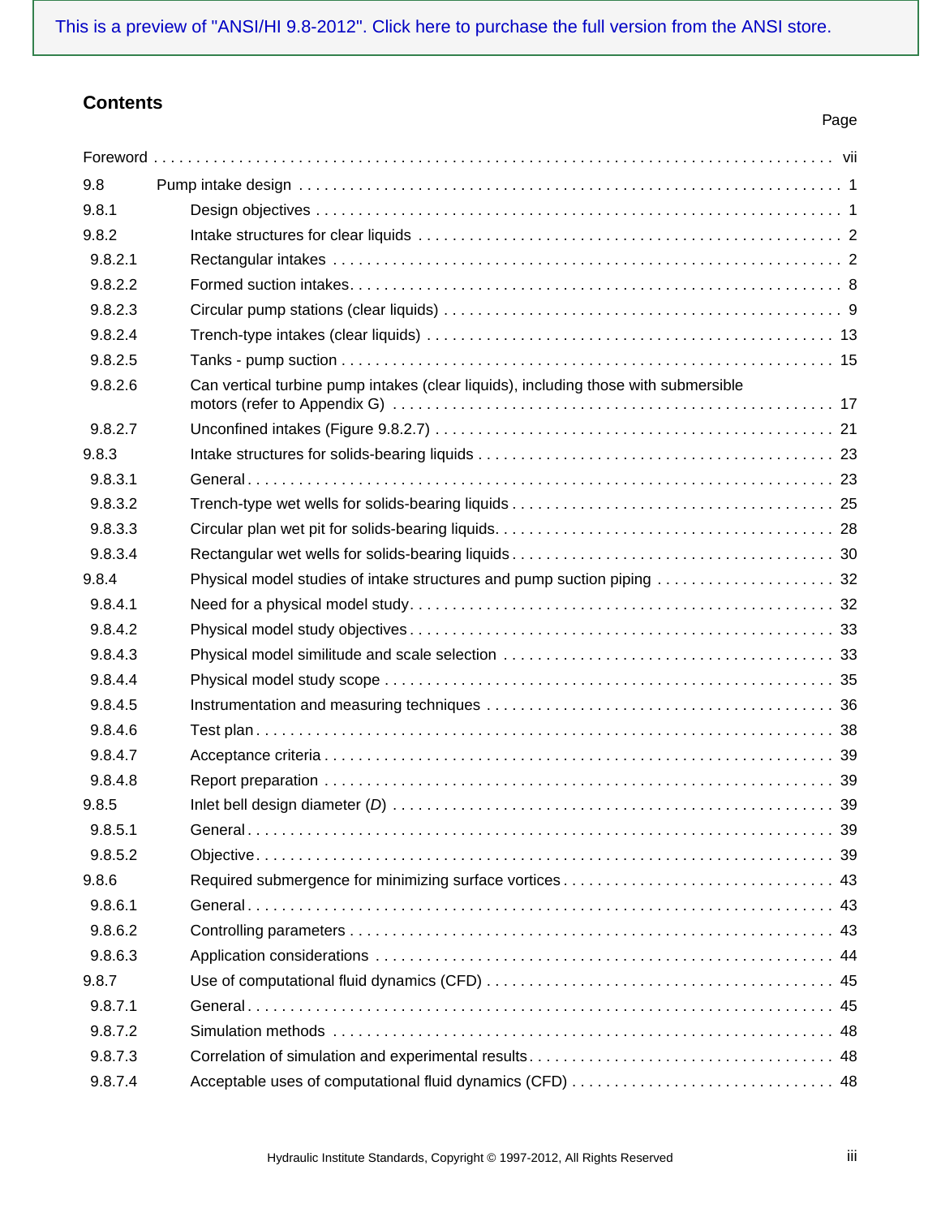This is a preview of "ANSI/HI 9.8-2012". Click here to purchase the full version from the ANSI store.

## Contents

| | | Page |
|---|---|---|
| Foreword | | vii |
| 9.8 | Pump intake design | 1 |
| 9.8.1 | Design objectives | 1 |
| 9.8.2 | Intake structures for clear liquids | 2 |
| 9.8.2.1 | Rectangular intakes | 2 |
| 9.8.2.2 | Formed suction intakes | 8 |
| 9.8.2.3 | Circular pump stations (clear liquids) | 9 |
| 9.8.2.4 | Trench-type intakes (clear liquids) | 13 |
| 9.8.2.5 | Tanks - pump suction | 15 |
| 9.8.2.6 | Can vertical turbine pump intakes (clear liquids), including those with submersible motors (refer to Appendix G) | 17 |
| 9.8.2.7 | Unconfined intakes (Figure 9.8.2.7) | 21 |
| 9.8.3 | Intake structures for solids-bearing liquids | 23 |
| 9.8.3.1 | General | 23 |
| 9.8.3.2 | Trench-type wet wells for solids-bearing liquids | 25 |
| 9.8.3.3 | Circular plan wet pit for solids-bearing liquids | 28 |
| 9.8.3.4 | Rectangular wet wells for solids-bearing liquids | 30 |
| 9.8.4 | Physical model studies of intake structures and pump suction piping | 32 |
| 9.8.4.1 | Need for a physical model study | 32 |
| 9.8.4.2 | Physical model study objectives | 33 |
| 9.8.4.3 | Physical model similitude and scale selection | 33 |
| 9.8.4.4 | Physical model study scope | 35 |
| 9.8.4.5 | Instrumentation and measuring techniques | 36 |
| 9.8.4.6 | Test plan | 38 |
| 9.8.4.7 | Acceptance criteria | 39 |
| 9.8.4.8 | Report preparation | 39 |
| 9.8.5 | Inlet bell design diameter (*D*) | 39 |
| 9.8.5.1 | General | 39 |
| 9.8.5.2 | Objective | 39 |
| 9.8.6 | Required submergence for minimizing surface vortices | 43 |
| 9.8.6.1 | General | 43 |
| 9.8.6.2 | Controlling parameters | 43 |
| 9.8.6.3 | Application considerations | 44 |
| 9.8.7 | Use of computational fluid dynamics (CFD) | 45 |
| 9.8.7.1 | General | 45 |
| 9.8.7.2 | Simulation methods | 48 |
| 9.8.7.3 | Correlation of simulation and experimental results | 48 |
| 9.8.7.4 | Acceptable uses of computational fluid dynamics (CFD) | 48 |

Hydraulic Institute Standards, Copyright © 1997-2012, All Rights Reserved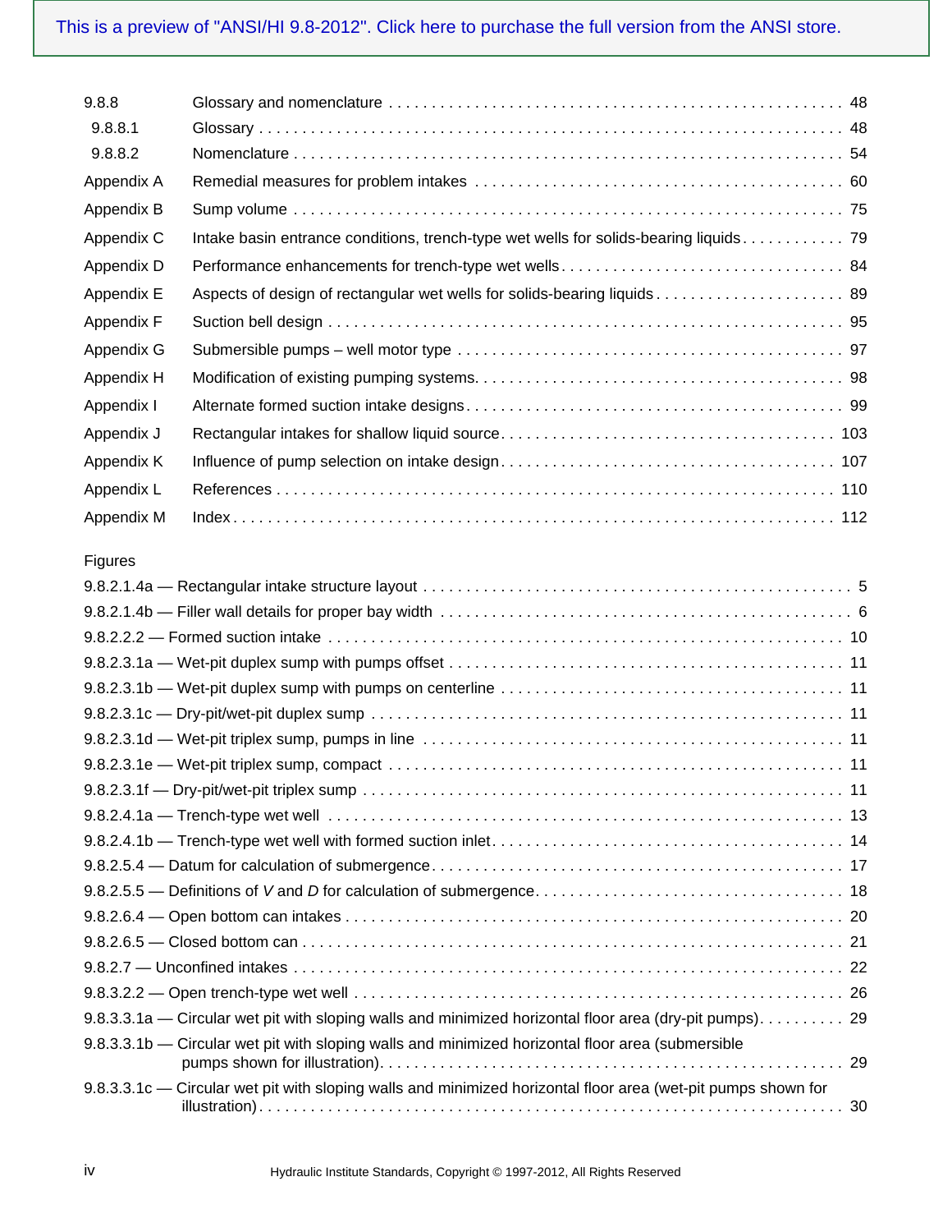| | | |
|---|---|---|
| 9.8.8 | Glossary and nomenclature | 48 |
| 9.8.8.1 | Glossary | 48 |
| 9.8.8.2 | Nomenclature | 54 |
| Appendix A | Remedial measures for problem intakes | 60 |
| Appendix B | Sump volume | 75 |
| Appendix C | Intake basin entrance conditions, trench-type wet wells for solids-bearing liquids | 79 |
| Appendix D | Performance enhancements for trench-type wet wells | 84 |
| Appendix E | Aspects of design of rectangular wet wells for solids-bearing liquids | 89 |
| Appendix F | Suction bell design | 95 |
| Appendix G | Submersible pumps – well motor type | 97 |
| Appendix H | Modification of existing pumping systems | 98 |
| Appendix I | Alternate formed suction intake designs | 99 |
| Appendix J | Rectangular intakes for shallow liquid source | 103 |
| Appendix K | Influence of pump selection on intake design | 107 |
| Appendix L | References | 110 |
| Appendix M | Index | 112 |

Figures

| | |
|---|---|
| 9.8.2.1.4a — Rectangular intake structure layout | 5 |
| 9.8.2.1.4b — Filler wall details for proper bay width | 6 |
| 9.8.2.2.2 — Formed suction intake | 10 |
| 9.8.2.3.1a — Wet-pit duplex sump with pumps offset | 11 |
| 9.8.2.3.1b — Wet-pit duplex sump with pumps on centerline | 11 |
| 9.8.2.3.1c — Dry-pit/wet-pit duplex sump | 11 |
| 9.8.2.3.1d — Wet-pit triplex sump, pumps in line | 11 |
| 9.8.2.3.1e — Wet-pit triplex sump, compact | 11 |
| 9.8.2.3.1f — Dry-pit/wet-pit triplex sump | 11 |
| 9.8.2.4.1a — Trench-type wet well | 13 |
| 9.8.2.4.1b — Trench-type wet well with formed suction inlet | 14 |
| 9.8.2.5.4 — Datum for calculation of submergence | 17 |
| 9.8.2.5.5 — Definitions of *V* and *D* for calculation of submergence | 18 |
| 9.8.2.6.4 — Open bottom can intakes | 20 |
| 9.8.2.6.5 — Closed bottom can | 21 |
| 9.8.2.7 — Unconfined intakes | 22 |
| 9.8.3.2.2 — Open trench-type wet well | 26 |
| 9.8.3.3.1a — Circular wet pit with sloping walls and minimized horizontal floor area (dry-pit pumps) | 29 |
| 9.8.3.3.1b — Circular wet pit with sloping walls and minimized horizontal floor area (submersible pumps shown for illustration) | 29 |
| 9.8.3.3.1c — Circular wet pit with sloping walls and minimized horizontal floor area (wet-pit pumps shown for illustration) | 30 |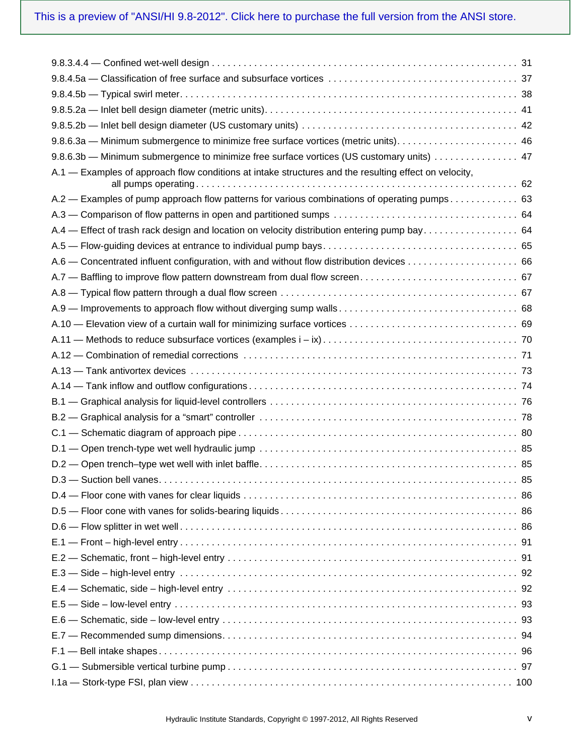This is a preview of "ANSI/HI 9.8-2012". Click here to purchase the full version from the ANSI store.

9.8.3.4.4 — Confined wet-well design . . . . . . . . . . 31

9.8.4.5a — Classification of free surface and subsurface vortices . . . . . . . . . . 37

9.8.4.5b — Typical swirl meter. . . . . . . . . . 38

9.8.5.2a — Inlet bell design diameter (metric units). . . . . . . . . . 41

9.8.5.2b — Inlet bell design diameter (US customary units) . . . . . . . . . . 42

9.8.6.3a — Minimum submergence to minimize free surface vortices (metric units). . . . . . . . . . . 46

9.8.6.3b — Minimum submergence to minimize free surface vortices (US customary units) . . . . . . . . . . 47

A.1 — Examples of approach flow conditions at intake structures and the resulting effect on velocity, all pumps operating . . . . . . . . . . 62

A.2 — Examples of pump approach flow patterns for various combinations of operating pumps . . . . . . . . . . 63

A.3 — Comparison of flow patterns in open and partitioned sumps . . . . . . . . . . 64

A.4 — Effect of trash rack design and location on velocity distribution entering pump bay . . . . . . . . . . 64

A.5 — Flow-guiding devices at entrance to individual pump bays. . . . . . . . . . 65

A.6 — Concentrated influent configuration, with and without flow distribution devices . . . . . . . . . . 66

A.7 — Baffling to improve flow pattern downstream from dual flow screen. . . . . . . . . . 67

A.8 — Typical flow pattern through a dual flow screen . . . . . . . . . . 67

A.9 — Improvements to approach flow without diverging sump walls. . . . . . . . . . 68

A.10 — Elevation view of a curtain wall for minimizing surface vortices . . . . . . . . . . 69

A.11 — Methods to reduce subsurface vortices (examples i – ix). . . . . . . . . . 70

A.12 — Combination of remedial corrections . . . . . . . . . . 71

A.13 — Tank antivortex devices . . . . . . . . . . 73

A.14 — Tank inflow and outflow configurations. . . . . . . . . . 74

B.1 — Graphical analysis for liquid-level controllers . . . . . . . . . . 76

B.2 — Graphical analysis for a “smart” controller . . . . . . . . . . 78

C.1 — Schematic diagram of approach pipe. . . . . . . . . . 80

D.1 — Open trench-type wet well hydraulic jump . . . . . . . . . . 85

D.2 — Open trench–type wet well with inlet baffle. . . . . . . . . . 85

D.3 — Suction bell vanes. . . . . . . . . . 85

D.4 — Floor cone with vanes for clear liquids . . . . . . . . . . 86

D.5 — Floor cone with vanes for solids-bearing liquids. . . . . . . . . . 86

D.6 — Flow splitter in wet well. . . . . . . . . . 86

E.1 — Front – high-level entry. . . . . . . . . . 91

E.2 — Schematic, front – high-level entry . . . . . . . . . . 91

E.3 — Side – high-level entry . . . . . . . . . . 92

E.4 — Schematic, side – high-level entry . . . . . . . . . . 92

E.5 — Side – low-level entry . . . . . . . . . . 93

E.6 — Schematic, side – low-level entry . . . . . . . . . . 93

E.7 — Recommended sump dimensions. . . . . . . . . . 94

F.1 — Bell intake shapes. . . . . . . . . . 96

G.1 — Submersible vertical turbine pump . . . . . . . . . . 97

I.1a — Stork-type FSI, plan view . . . . . . . . . . 100

Hydraulic Institute Standards, Copyright © 1997-2012, All Rights Reserved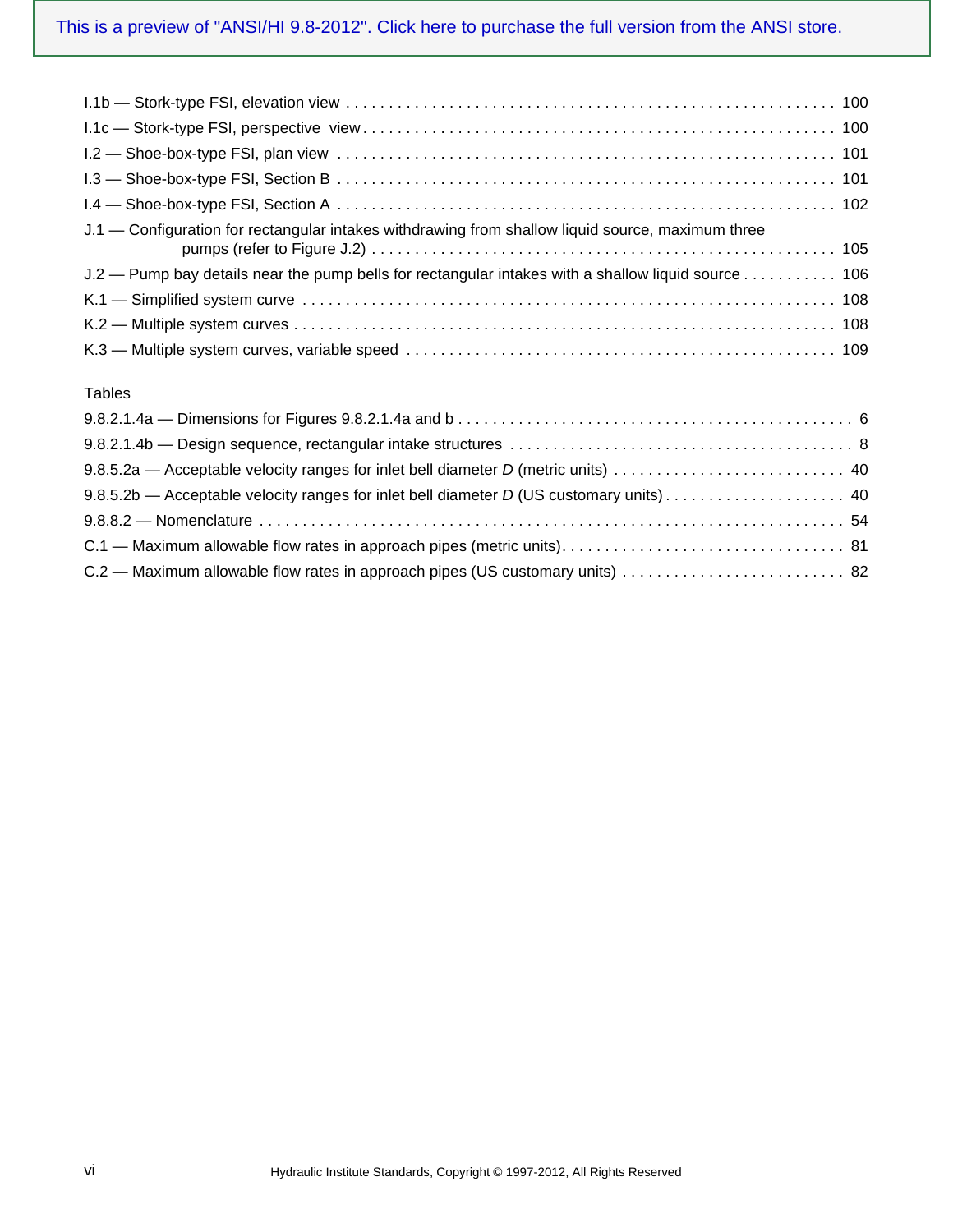I.1b — Stork-type FSI, elevation view . . . . . . . . . . . . . . . . . . . . . . . . . . . . . . . . . . . . . . . . . . . . . . . . . . . . . . . 100

I.1c — Stork-type FSI, perspective view . . . . . . . . . . . . . . . . . . . . . . . . . . . . . . . . . . . . . . . . . . . . . . . . . . . . . . . 100

I.2 — Shoe-box-type FSI, plan view . . . . . . . . . . . . . . . . . . . . . . . . . . . . . . . . . . . . . . . . . . . . . . . . . . . . . . . . 101

I.3 — Shoe-box-type FSI, Section B . . . . . . . . . . . . . . . . . . . . . . . . . . . . . . . . . . . . . . . . . . . . . . . . . . . . . . . 101

I.4 — Shoe-box-type FSI, Section A . . . . . . . . . . . . . . . . . . . . . . . . . . . . . . . . . . . . . . . . . . . . . . . . . . . . . . . . 102

J.1 — Configuration for rectangular intakes withdrawing from shallow liquid source, maximum three pumps (refer to Figure J.2) . . . . . . . . . . . . . . . . . . . . . . . . . . . . . . . . . . . . . . . . . . . . . . . . . . . . . 105

J.2 — Pump bay details near the pump bells for rectangular intakes with a shallow liquid source . . . . . . . . . . . 106

K.1 — Simplified system curve . . . . . . . . . . . . . . . . . . . . . . . . . . . . . . . . . . . . . . . . . . . . . . . . . . . . . . . . . . . . 108

K.2 — Multiple system curves . . . . . . . . . . . . . . . . . . . . . . . . . . . . . . . . . . . . . . . . . . . . . . . . . . . . . . . . . . . . . 108

K.3 — Multiple system curves, variable speed . . . . . . . . . . . . . . . . . . . . . . . . . . . . . . . . . . . . . . . . . . . . . . . . . 109

Tables

9.8.2.1.4a — Dimensions for Figures 9.8.2.1.4a and b . . . . . . . . . . . . . . . . . . . . . . . . . . . . . . . . . . . . . . . . . . . . . 6

9.8.2.1.4b — Design sequence, rectangular intake structures . . . . . . . . . . . . . . . . . . . . . . . . . . . . . . . . . . . . . . . . 8

9.8.5.2a — Acceptable velocity ranges for inlet bell diameter *D* (metric units) . . . . . . . . . . . . . . . . . . . . . . . . . . . 40

9.8.5.2b — Acceptable velocity ranges for inlet bell diameter *D* (US customary units) . . . . . . . . . . . . . . . . . . . . . 40

9.8.8.2 — Nomenclature . . . . . . . . . . . . . . . . . . . . . . . . . . . . . . . . . . . . . . . . . . . . . . . . . . . . . . . . . . . . . . . . . . . 54

C.1 — Maximum allowable flow rates in approach pipes (metric units). . . . . . . . . . . . . . . . . . . . . . . . . . . . . . . . . 81

C.2 — Maximum allowable flow rates in approach pipes (US customary units) . . . . . . . . . . . . . . . . . . . . . . . . . . 82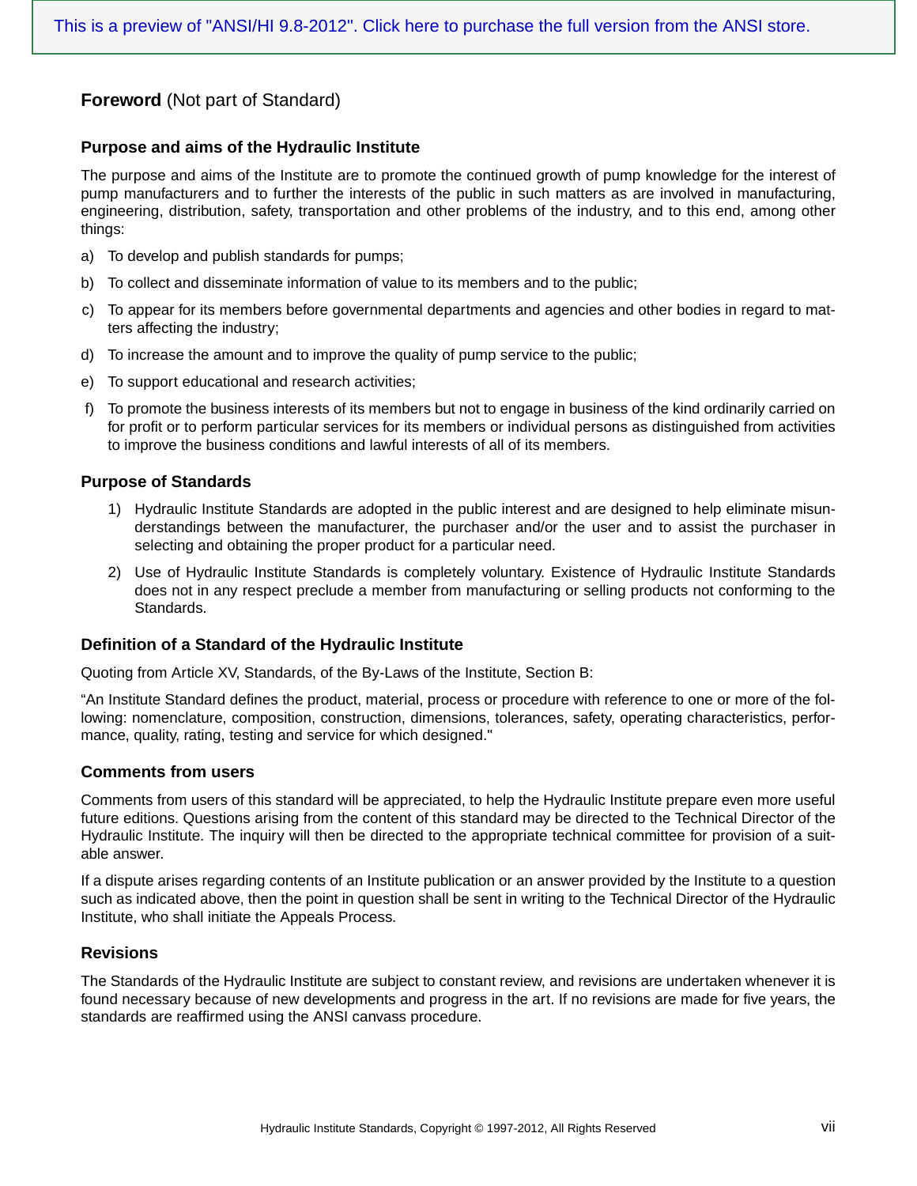## Foreword (Not part of Standard)

### Purpose and aims of the Hydraulic Institute

The purpose and aims of the Institute are to promote the continued growth of pump knowledge for the interest of pump manufacturers and to further the interests of the public in such matters as are involved in manufacturing, engineering, distribution, safety, transportation and other problems of the industry, and to this end, among other things:

a) To develop and publish standards for pumps;

b) To collect and disseminate information of value to its members and to the public;

c) To appear for its members before governmental departments and agencies and other bodies in regard to matters affecting the industry;

d) To increase the amount and to improve the quality of pump service to the public;

e) To support educational and research activities;

f) To promote the business interests of its members but not to engage in business of the kind ordinarily carried on for profit or to perform particular services for its members or individual persons as distinguished from activities to improve the business conditions and lawful interests of all of its members.

### Purpose of Standards

1) Hydraulic Institute Standards are adopted in the public interest and are designed to help eliminate misunderstandings between the manufacturer, the purchaser and/or the user and to assist the purchaser in selecting and obtaining the proper product for a particular need.

2) Use of Hydraulic Institute Standards is completely voluntary. Existence of Hydraulic Institute Standards does not in any respect preclude a member from manufacturing or selling products not conforming to the Standards.

### Definition of a Standard of the Hydraulic Institute

Quoting from Article XV, Standards, of the By-Laws of the Institute, Section B:

"An Institute Standard defines the product, material, process or procedure with reference to one or more of the following: nomenclature, composition, construction, dimensions, tolerances, safety, operating characteristics, performance, quality, rating, testing and service for which designed."

### Comments from users

Comments from users of this standard will be appreciated, to help the Hydraulic Institute prepare even more useful future editions. Questions arising from the content of this standard may be directed to the Technical Director of the Hydraulic Institute. The inquiry will then be directed to the appropriate technical committee for provision of a suitable answer.

If a dispute arises regarding contents of an Institute publication or an answer provided by the Institute to a question such as indicated above, then the point in question shall be sent in writing to the Technical Director of the Hydraulic Institute, who shall initiate the Appeals Process.

### Revisions

The Standards of the Hydraulic Institute are subject to constant review, and revisions are undertaken whenever it is found necessary because of new developments and progress in the art. If no revisions are made for five years, the standards are reaffirmed using the ANSI canvass procedure.